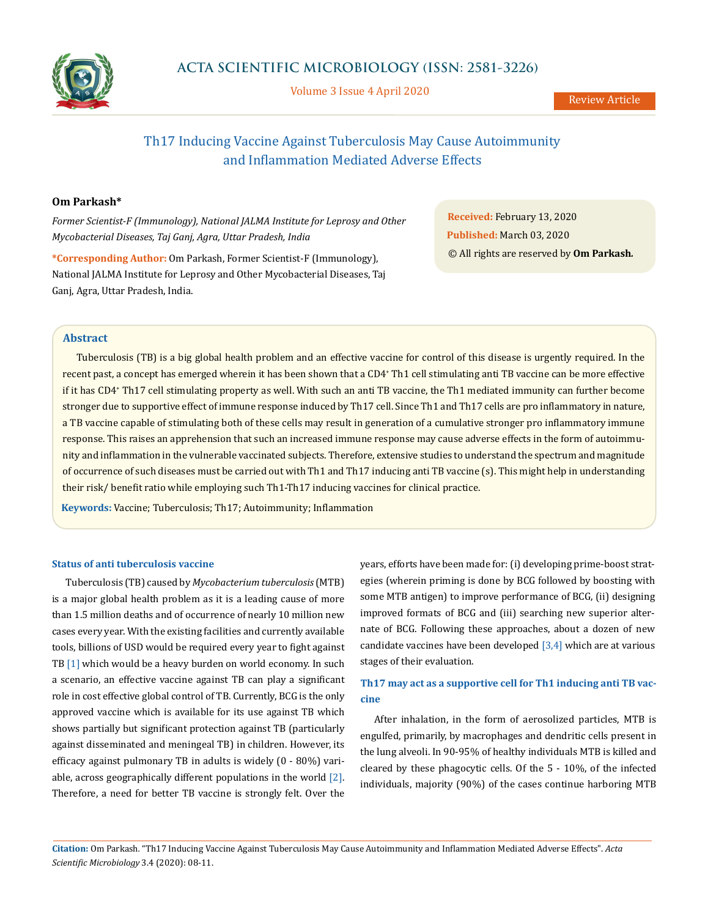# Th17 Inducing Vaccine Against Tuberculosis May Cause Autoimmunity and Inflammation Mediated Adverse Effects

**Om Parkash***

*Former Scientist-F (Immunology), National JALMA Institute for Leprosy and Other Mycobacterial Diseases, Taj Ganj, Agra, Uttar Pradesh, India*

**\*Corresponding Author:** Om Parkash, Former Scientist-F (Immunology), National JALMA Institute for Leprosy and Other Mycobacterial Diseases, Taj Ganj, Agra, Uttar Pradesh, India.

**Received:** February 13, 2020
**Published:** March 03, 2020
© All rights are reserved by **Om Parkash.**

## Abstract

Tuberculosis (TB) is a big global health problem and an effective vaccine for control of this disease is urgently required. In the recent past, a concept has emerged wherein it has been shown that a $CD4^+$ Th1 cell stimulating anti TB vaccine can be more effective if it has $CD4^+$ Th17 cell stimulating property as well. With such an anti TB vaccine, the Th1 mediated immunity can further become stronger due to supportive effect of immune response induced by Th17 cell. Since Th1 and Th17 cells are pro inflammatory in nature, a TB vaccine capable of stimulating both of these cells may result in generation of a cumulative stronger pro inflammatory immune response. This raises an apprehension that such an increased immune response may cause adverse effects in the form of autoimmunity and inflammation in the vulnerable vaccinated subjects. Therefore, extensive studies to understand the spectrum and magnitude of occurrence of such diseases must be carried out with Th1 and Th17 inducing anti TB vaccine (s). This might help in understanding their risk/ benefit ratio while employing such Th1-Th17 inducing vaccines for clinical practice.

**Keywords:** Vaccine; Tuberculosis; Th17; Autoimmunity; Inflammation

### Status of anti tuberculosis vaccine

Tuberculosis (TB) caused by *Mycobacterium tuberculosis* (MTB) is a major global health problem as it is a leading cause of more than 1.5 million deaths and of occurrence of nearly 10 million new cases every year. With the existing facilities and currently available tools, billions of USD would be required every year to fight against TB [1] which would be a heavy burden on world economy. In such a scenario, an effective vaccine against TB can play a significant role in cost effective global control of TB. Currently, BCG is the only approved vaccine which is available for its use against TB which shows partially but significant protection against TB (particularly against disseminated and meningeal TB) in children. However, its efficacy against pulmonary TB in adults is widely (0 - 80%) variable, across geographically different populations in the world [2]. Therefore, a need for better TB vaccine is strongly felt. Over the years, efforts have been made for: (i) developing prime-boost strategies (wherein priming is done by BCG followed by boosting with some MTB antigen) to improve performance of BCG, (ii) designing improved formats of BCG and (iii) searching new superior alternate of BCG. Following these approaches, about a dozen of new candidate vaccines have been developed [3,4] which are at various stages of their evaluation.

### Th17 may act as a supportive cell for Th1 inducing anti TB vaccine

After inhalation, in the form of aerosolized particles, MTB is engulfed, primarily, by macrophages and dendritic cells present in the lung alveoli. In 90-95% of healthy individuals MTB is killed and cleared by these phagocytic cells. Of the 5 - 10%, of the infected individuals, majority (90%) of the cases continue harboring MTB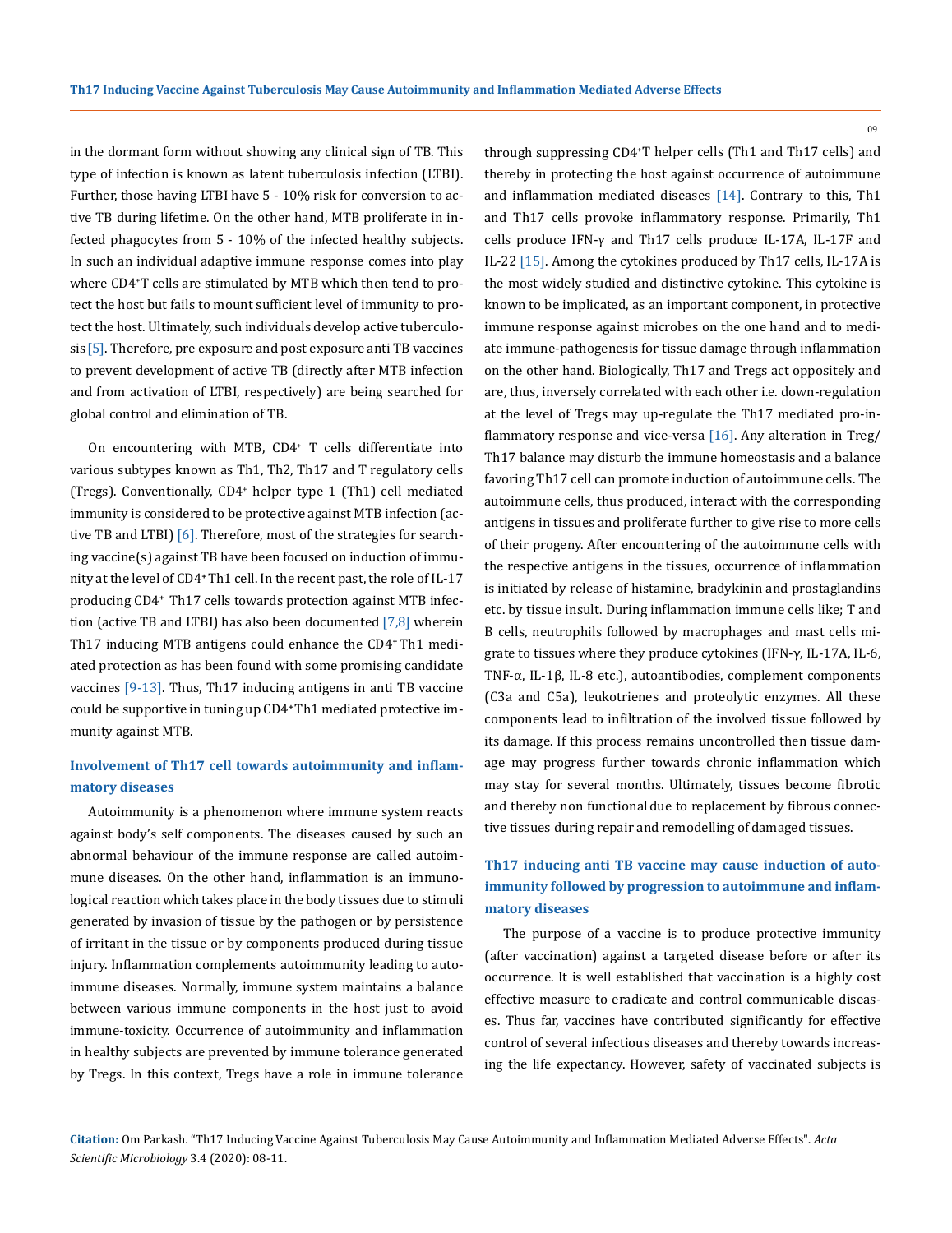in the dormant form without showing any clinical sign of TB. This type of infection is known as latent tuberculosis infection (LTBI). Further, those having LTBI have 5 - 10% risk for conversion to active TB during lifetime. On the other hand, MTB proliferate in infected phagocytes from 5 - 10% of the infected healthy subjects. In such an individual adaptive immune response comes into play where $CD4^{+}$T cells are stimulated by MTB which then tend to protect the host but fails to mount sufficient level of immunity to protect the host. Ultimately, such individuals develop active tuberculosis [5]. Therefore, pre exposure and post exposure anti TB vaccines to prevent development of active TB (directly after MTB infection and from activation of LTBI, respectively) are being searched for global control and elimination of TB.

On encountering with MTB, $CD4^{+}$ T cells differentiate into various subtypes known as Th1, Th2, Th17 and T regulatory cells (Tregs). Conventionally, $CD4^{+}$ helper type 1 (Th1) cell mediated immunity is considered to be protective against MTB infection (active TB and LTBI) [6]. Therefore, most of the strategies for searching vaccine(s) against TB have been focused on induction of immunity at the level of $CD4^{+}$Th1 cell. In the recent past, the role of IL-17 producing $CD4^{+}$ Th17 cells towards protection against MTB infection (active TB and LTBI) has also been documented [7,8] wherein Th17 inducing MTB antigens could enhance the $CD4^{+}$Th1 mediated protection as has been found with some promising candidate vaccines [9-13]. Thus, Th17 inducing antigens in anti TB vaccine could be supportive in tuning up $CD4^{+}$Th1 mediated protective immunity against MTB.

## Involvement of Th17 cell towards autoimmunity and inflammatory diseases

Autoimmunity is a phenomenon where immune system reacts against body's self components. The diseases caused by such an abnormal behaviour of the immune response are called autoimmune diseases. On the other hand, inflammation is an immunological reaction which takes place in the body tissues due to stimuli generated by invasion of tissue by the pathogen or by persistence of irritant in the tissue or by components produced during tissue injury. Inflammation complements autoimmunity leading to autoimmune diseases. Normally, immune system maintains a balance between various immune components in the host just to avoid immune-toxicity. Occurrence of autoimmunity and inflammation in healthy subjects are prevented by immune tolerance generated by Tregs. In this context, Tregs have a role in immune tolerance through suppressing $CD4^{+}$T helper cells (Th1 and Th17 cells) and thereby in protecting the host against occurrence of autoimmune and inflammation mediated diseases [14]. Contrary to this, Th1 and Th17 cells provoke inflammatory response. Primarily, Th1 cells produce IFN-γ and Th17 cells produce IL-17A, IL-17F and IL-22 [15]. Among the cytokines produced by Th17 cells, IL-17A is the most widely studied and distinctive cytokine. This cytokine is known to be implicated, as an important component, in protective immune response against microbes on the one hand and to mediate immune-pathogenesis for tissue damage through inflammation on the other hand. Biologically, Th17 and Tregs act oppositely and are, thus, inversely correlated with each other i.e. down-regulation at the level of Tregs may up-regulate the Th17 mediated pro-inflammatory response and vice-versa [16]. Any alteration in Treg/Th17 balance may disturb the immune homeostasis and a balance favoring Th17 cell can promote induction of autoimmune cells. The autoimmune cells, thus produced, interact with the corresponding antigens in tissues and proliferate further to give rise to more cells of their progeny. After encountering of the autoimmune cells with the respective antigens in the tissues, occurrence of inflammation is initiated by release of histamine, bradykinin and prostaglandins etc. by tissue insult. During inflammation immune cells like; T and B cells, neutrophils followed by macrophages and mast cells migrate to tissues where they produce cytokines (IFN-γ, IL-17A, IL-6, TNF-α, IL-1β, IL-8 etc.), autoantibodies, complement components (C3a and C5a), leukotrienes and proteolytic enzymes. All these components lead to infiltration of the involved tissue followed by its damage. If this process remains uncontrolled then tissue damage may progress further towards chronic inflammation which may stay for several months. Ultimately, tissues become fibrotic and thereby non functional due to replacement by fibrous connective tissues during repair and remodelling of damaged tissues.

## Th17 inducing anti TB vaccine may cause induction of autoimmunity followed by progression to autoimmune and inflammatory diseases

The purpose of a vaccine is to produce protective immunity (after vaccination) against a targeted disease before or after its occurrence. It is well established that vaccination is a highly cost effective measure to eradicate and control communicable diseases. Thus far, vaccines have contributed significantly for effective control of several infectious diseases and thereby towards increasing the life expectancy. However, safety of vaccinated subjects is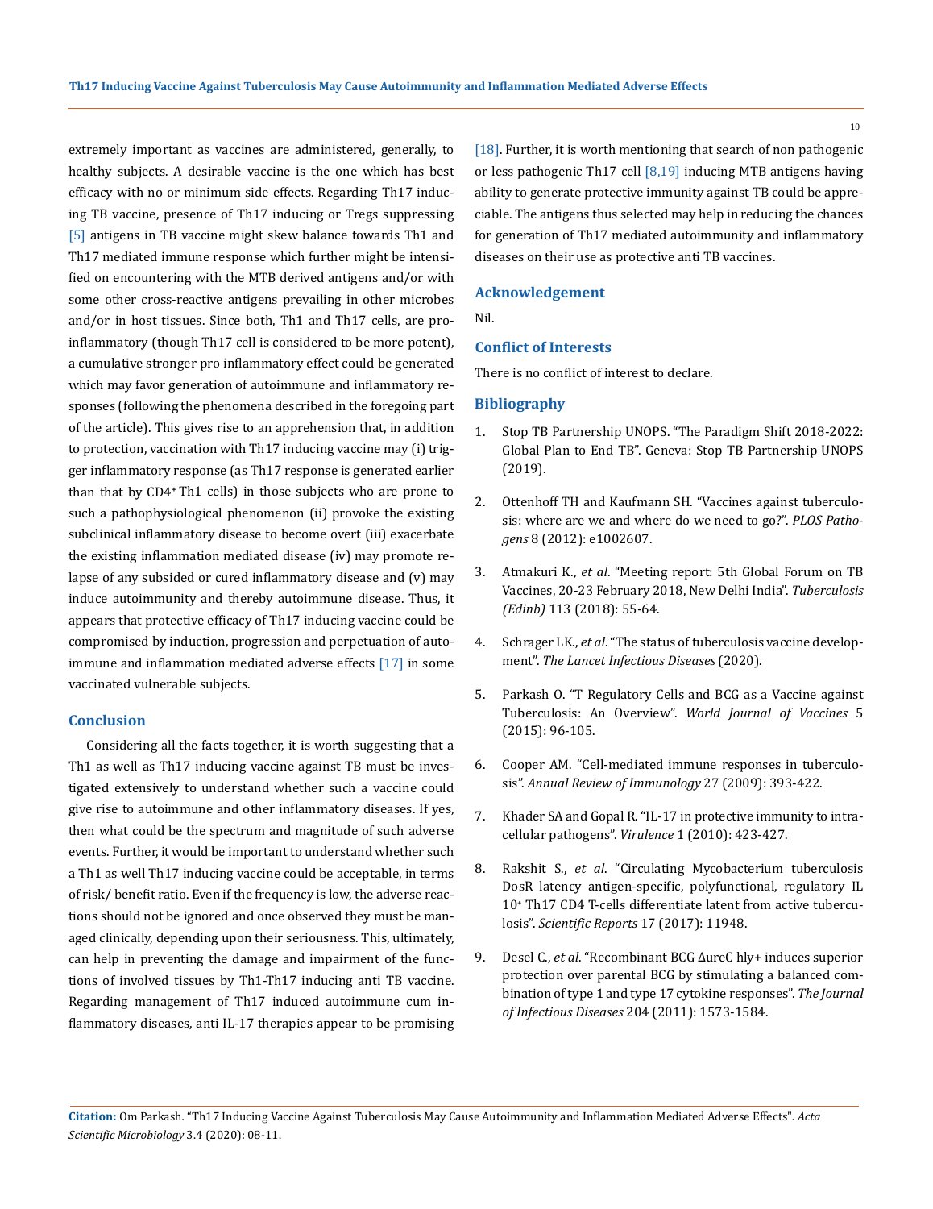extremely important as vaccines are administered, generally, to healthy subjects. A desirable vaccine is the one which has best efficacy with no or minimum side effects. Regarding Th17 inducing TB vaccine, presence of Th17 inducing or Tregs suppressing [5] antigens in TB vaccine might skew balance towards Th1 and Th17 mediated immune response which further might be intensified on encountering with the MTB derived antigens and/or with some other cross-reactive antigens prevailing in other microbes and/or in host tissues. Since both, Th1 and Th17 cells, are pro-inflammatory (though Th17 cell is considered to be more potent), a cumulative stronger pro inflammatory effect could be generated which may favor generation of autoimmune and inflammatory responses (following the phenomena described in the foregoing part of the article). This gives rise to an apprehension that, in addition to protection, vaccination with Th17 inducing vaccine may (i) trigger inflammatory response (as Th17 response is generated earlier than that by $CD4^+$ Th1 cells) in those subjects who are prone to such a pathophysiological phenomenon (ii) provoke the existing subclinical inflammatory disease to become overt (iii) exacerbate the existing inflammation mediated disease (iv) may promote relapse of any subsided or cured inflammatory disease and (v) may induce autoimmunity and thereby autoimmune disease. Thus, it appears that protective efficacy of Th17 inducing vaccine could be compromised by induction, progression and perpetuation of autoimmune and inflammation mediated adverse effects [17] in some vaccinated vulnerable subjects.

## Conclusion

Considering all the facts together, it is worth suggesting that a Th1 as well as Th17 inducing vaccine against TB must be investigated extensively to understand whether such a vaccine could give rise to autoimmune and other inflammatory diseases. If yes, then what could be the spectrum and magnitude of such adverse events. Further, it would be important to understand whether such a Th1 as well Th17 inducing vaccine could be acceptable, in terms of risk/ benefit ratio. Even if the frequency is low, the adverse reactions should not be ignored and once observed they must be managed clinically, depending upon their seriousness. This, ultimately, can help in preventing the damage and impairment of the functions of involved tissues by Th1-Th17 inducing anti TB vaccine. Regarding management of Th17 induced autoimmune cum inflammatory diseases, anti IL-17 therapies appear to be promising [18]. Further, it is worth mentioning that search of non pathogenic or less pathogenic Th17 cell [8,19] inducing MTB antigens having ability to generate protective immunity against TB could be appreciable. The antigens thus selected may help in reducing the chances for generation of Th17 mediated autoimmunity and inflammatory diseases on their use as protective anti TB vaccines.

## Acknowledgement

Nil.

## Conflict of Interests

There is no conflict of interest to declare.

## Bibliography

1. Stop TB Partnership UNOPS. "The Paradigm Shift 2018-2022: Global Plan to End TB". Geneva: Stop TB Partnership UNOPS (2019).
2. Ottenhoff TH and Kaufmann SH. "Vaccines against tuberculosis: where are we and where do we need to go?". *PLOS Pathogens* 8 (2012): e1002607.
3. Atmakuri K., *et al*. "Meeting report: 5th Global Forum on TB Vaccines, 20-23 February 2018, New Delhi India". *Tuberculosis (Edinb)* 113 (2018): 55-64.
4. Schrager LK., *et al*. "The status of tuberculosis vaccine development". *The Lancet Infectious Diseases* (2020).
5. Parkash O. "T Regulatory Cells and BCG as a Vaccine against Tuberculosis: An Overview". *World Journal of Vaccines* 5 (2015): 96-105.
6. Cooper AM. "Cell-mediated immune responses in tuberculosis". *Annual Review of Immunology* 27 (2009): 393-422.
7. Khader SA and Gopal R. "IL-17 in protective immunity to intracellular pathogens". *Virulence* 1 (2010): 423-427.
8. Rakshit S., *et al*. "Circulating Mycobacterium tuberculosis DosR latency antigen-specific, polyfunctional, regulatory IL $10^+$ Th17 CD4 T-cells differentiate latent from active tuberculosis". *Scientific Reports* 17 (2017): 11948.
9. Desel C., *et al*. "Recombinant BCG ΔureC hly+ induces superior protection over parental BCG by stimulating a balanced combination of type 1 and type 17 cytokine responses". *The Journal of Infectious Diseases* 204 (2011): 1573-1584.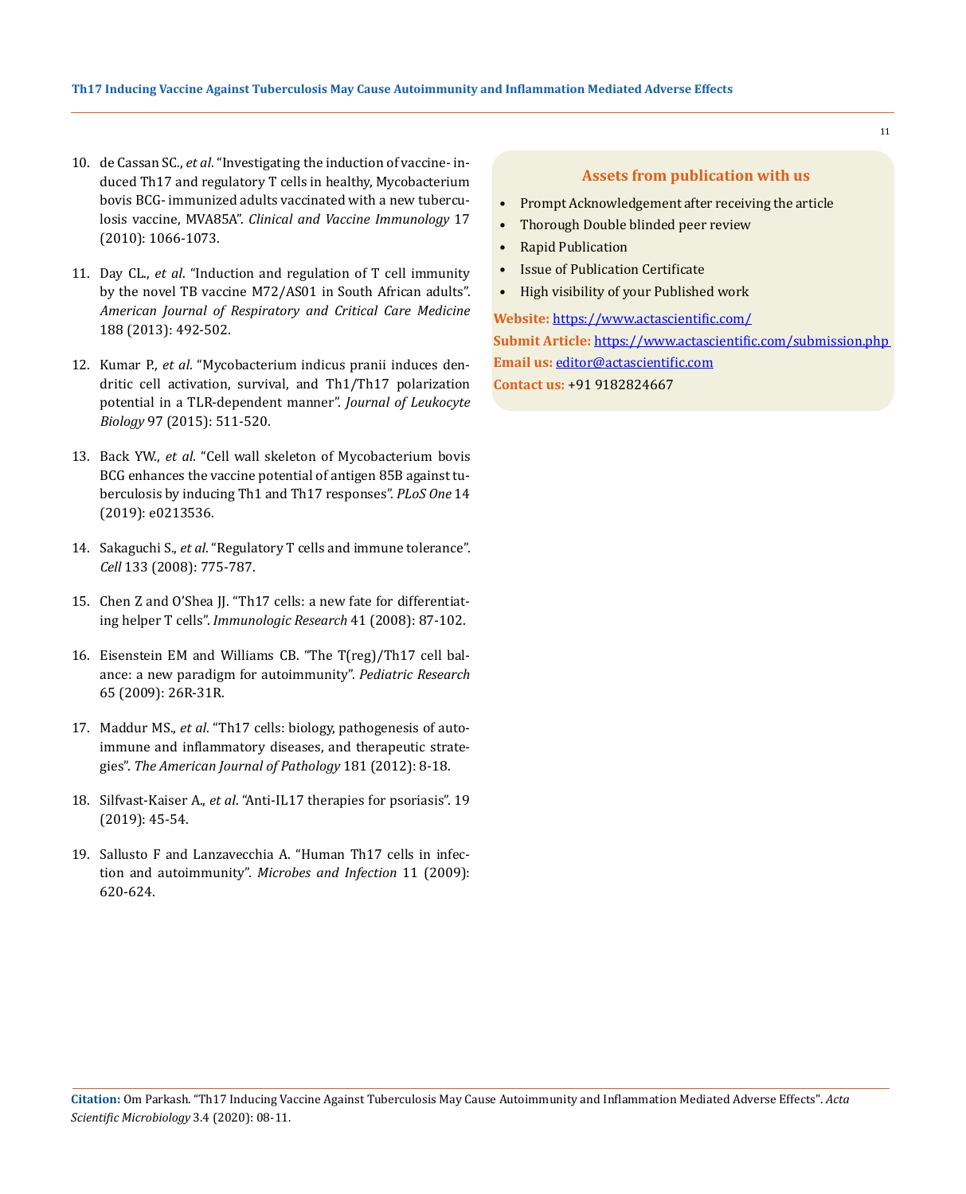10. de Cassan SC., *et al*. "Investigating the induction of vaccine- induced Th17 and regulatory T cells in healthy, Mycobacterium bovis BCG- immunized adults vaccinated with a new tuberculosis vaccine, MVA85A". *Clinical and Vaccine Immunology* 17 (2010): 1066-1073.

11. Day CL., *et al*. "Induction and regulation of T cell immunity by the novel TB vaccine M72/AS01 in South African adults". *American Journal of Respiratory and Critical Care Medicine* 188 (2013): 492-502.

12. Kumar P., *et al*. "Mycobacterium indicus pranii induces dendritic cell activation, survival, and Th1/Th17 polarization potential in a TLR-dependent manner". *Journal of Leukocyte Biology* 97 (2015): 511-520.

13. Back YW., *et al*. "Cell wall skeleton of Mycobacterium bovis BCG enhances the vaccine potential of antigen 85B against tuberculosis by inducing Th1 and Th17 responses". *PLoS One* 14 (2019): e0213536.

14. Sakaguchi S., *et al*. "Regulatory T cells and immune tolerance". *Cell* 133 (2008): 775-787.

15. Chen Z and O'Shea JJ. "Th17 cells: a new fate for differentiating helper T cells". *Immunologic Research* 41 (2008): 87-102.

16. Eisenstein EM and Williams CB. "The T(reg)/Th17 cell balance: a new paradigm for autoimmunity". *Pediatric Research* 65 (2009): 26R-31R.

17. Maddur MS., *et al*. "Th17 cells: biology, pathogenesis of autoimmune and inflammatory diseases, and therapeutic strategies". *The American Journal of Pathology* 181 (2012): 8-18.

18. Silfvast-Kaiser A., *et al*. "Anti-IL17 therapies for psoriasis". 19 (2019): 45-54.

19. Sallusto F and Lanzavecchia A. "Human Th17 cells in infection and autoimmunity". *Microbes and Infection* 11 (2009): 620-624.

### Assets from publication with us

- Prompt Acknowledgement after receiving the article
- Thorough Double blinded peer review
- Rapid Publication
- Issue of Publication Certificate
- High visibility of your Published work

**Website:** https://www.actascientific.com/

**Submit Article:** https://www.actascientific.com/submission.php

**Email us:** editor@actascientific.com

**Contact us:** +91 9182824667